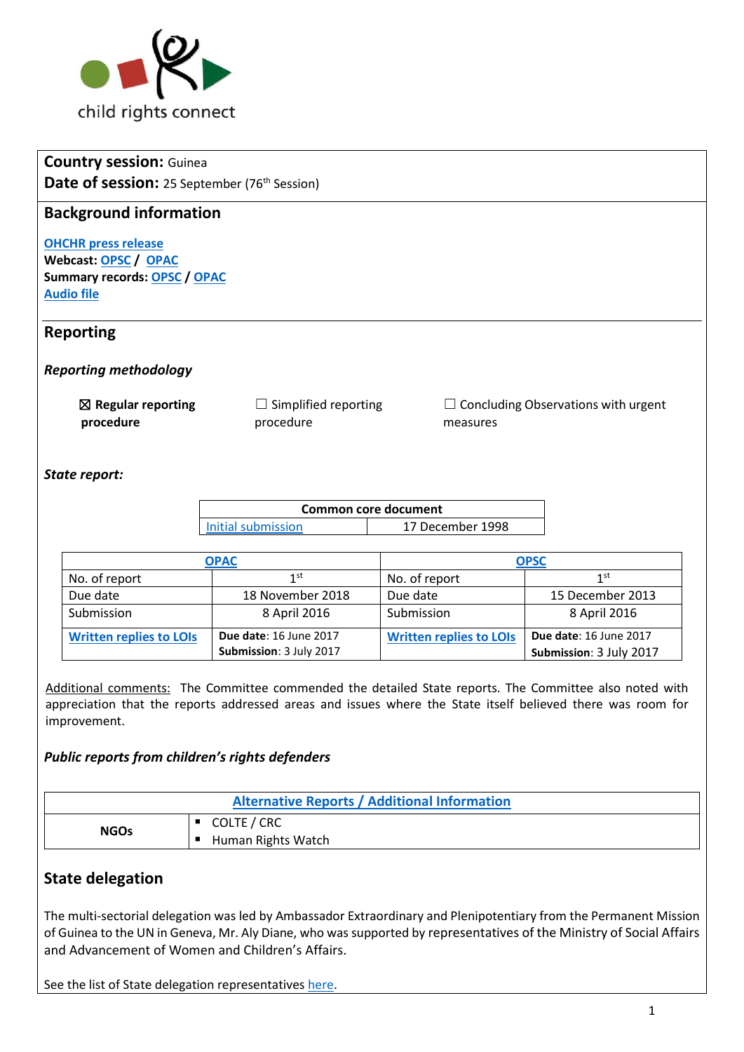child rights connect

**Country session:** Guinea
**Date of session:** 25 September (76th Session)

## Background information

OHCHR press release
**Webcast:** OPSC / OPAC
**Summary records:** OPSC / OPAC
Audio file

## Reporting

### *Reporting methodology*

☒ **Regular reporting procedure** ☐ Simplified reporting procedure ☐ Concluding Observations with urgent measures

### *State report:*

| Common core document | |
|---|---|
| Initial submission | 17 December 1998 |

| OPAC | | OPSC | |
|---|---|---|---|
| No. of report | 1st | No. of report | 1st |
| Due date | 18 November 2018 | Due date | 15 December 2013 |
| Submission | 8 April 2016 | Submission | 8 April 2016 |
| Written replies to LOIs | **Due date**: 16 June 2017 **Submission**: 3 July 2017 | Written replies to LOIs | **Due date**: 16 June 2017 **Submission**: 3 July 2017 |

Additional comments: The Committee commended the detailed State reports. The Committee also noted with appreciation that the reports addressed areas and issues where the State itself believed there was room for improvement.

### *Public reports from children's rights defenders*

| Alternative Reports / Additional Information | |
|---|---|
| **NGOs** | ▪ COLTE / CRC<br>▪ Human Rights Watch |

## State delegation

The multi-sectorial delegation was led by Ambassador Extraordinary and Plenipotentiary from the Permanent Mission of Guinea to the UN in Geneva, Mr. Aly Diane, who was supported by representatives of the Ministry of Social Affairs and Advancement of Women and Children's Affairs.

See the list of State delegation representatives here.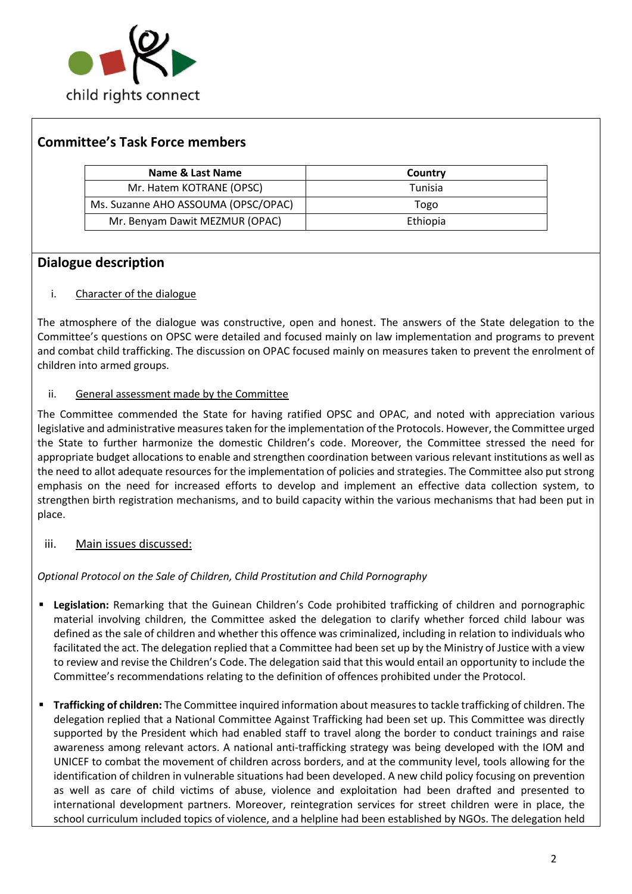## Committee's Task Force members

| Name & Last Name | Country |
| --- | --- |
| Mr. Hatem KOTRANE (OPSC) | Tunisia |
| Ms. Suzanne AHO ASSOUMA (OPSC/OPAC) | Togo |
| Mr. Benyam Dawit MEZMUR (OPAC) | Ethiopia |

## Dialogue description

i. Character of the dialogue

The atmosphere of the dialogue was constructive, open and honest. The answers of the State delegation to the Committee's questions on OPSC were detailed and focused mainly on law implementation and programs to prevent and combat child trafficking. The discussion on OPAC focused mainly on measures taken to prevent the enrolment of children into armed groups.

ii. General assessment made by the Committee

The Committee commended the State for having ratified OPSC and OPAC, and noted with appreciation various legislative and administrative measures taken for the implementation of the Protocols. However, the Committee urged the State to further harmonize the domestic Children's code. Moreover, the Committee stressed the need for appropriate budget allocations to enable and strengthen coordination between various relevant institutions as well as the need to allot adequate resources for the implementation of policies and strategies. The Committee also put strong emphasis on the need for increased efforts to develop and implement an effective data collection system, to strengthen birth registration mechanisms, and to build capacity within the various mechanisms that had been put in place.

iii. Main issues discussed:

*Optional Protocol on the Sale of Children, Child Prostitution and Child Pornography*

- **Legislation:** Remarking that the Guinean Children's Code prohibited trafficking of children and pornographic material involving children, the Committee asked the delegation to clarify whether forced child labour was defined as the sale of children and whether this offence was criminalized, including in relation to individuals who facilitated the act. The delegation replied that a Committee had been set up by the Ministry of Justice with a view to review and revise the Children's Code. The delegation said that this would entail an opportunity to include the Committee's recommendations relating to the definition of offences prohibited under the Protocol.

- **Trafficking of children:** The Committee inquired information about measures to tackle trafficking of children. The delegation replied that a National Committee Against Trafficking had been set up. This Committee was directly supported by the President which had enabled staff to travel along the border to conduct trainings and raise awareness among relevant actors. A national anti-trafficking strategy was being developed with the IOM and UNICEF to combat the movement of children across borders, and at the community level, tools allowing for the identification of children in vulnerable situations had been developed. A new child policy focusing on prevention as well as care of child victims of abuse, violence and exploitation had been drafted and presented to international development partners. Moreover, reintegration services for street children were in place, the school curriculum included topics of violence, and a helpline had been established by NGOs. The delegation held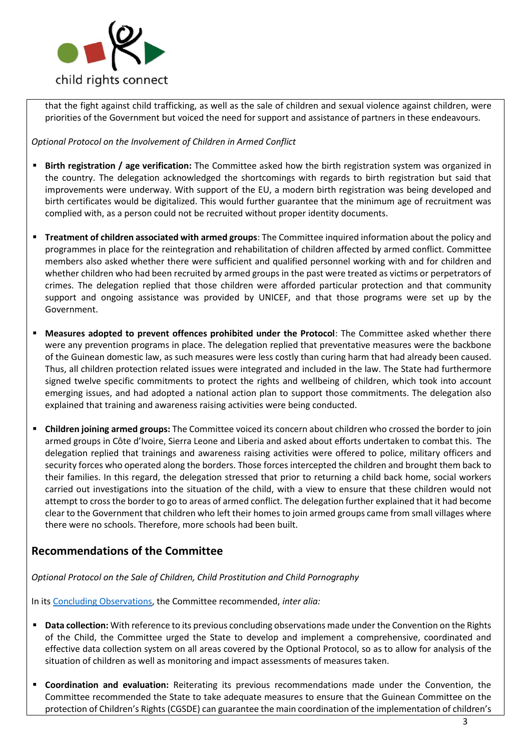that the fight against child trafficking, as well as the sale of children and sexual violence against children, were priorities of the Government but voiced the need for support and assistance of partners in these endeavours.

*Optional Protocol on the Involvement of Children in Armed Conflict*

- **Birth registration / age verification:** The Committee asked how the birth registration system was organized in the country. The delegation acknowledged the shortcomings with regards to birth registration but said that improvements were underway. With support of the EU, a modern birth registration was being developed and birth certificates would be digitalized. This would further guarantee that the minimum age of recruitment was complied with, as a person could not be recruited without proper identity documents.

- **Treatment of children associated with armed groups**: The Committee inquired information about the policy and programmes in place for the reintegration and rehabilitation of children affected by armed conflict. Committee members also asked whether there were sufficient and qualified personnel working with and for children and whether children who had been recruited by armed groups in the past were treated as victims or perpetrators of crimes. The delegation replied that those children were afforded particular protection and that community support and ongoing assistance was provided by UNICEF, and that those programs were set up by the Government.

- **Measures adopted to prevent offences prohibited under the Protocol**: The Committee asked whether there were any prevention programs in place. The delegation replied that preventative measures were the backbone of the Guinean domestic law, as such measures were less costly than curing harm that had already been caused. Thus, all children protection related issues were integrated and included in the law. The State had furthermore signed twelve specific commitments to protect the rights and wellbeing of children, which took into account emerging issues, and had adopted a national action plan to support those commitments. The delegation also explained that training and awareness raising activities were being conducted.

- **Children joining armed groups:** The Committee voiced its concern about children who crossed the border to join armed groups in Côte d'Ivoire, Sierra Leone and Liberia and asked about efforts undertaken to combat this. The delegation replied that trainings and awareness raising activities were offered to police, military officers and security forces who operated along the borders. Those forces intercepted the children and brought them back to their families. In this regard, the delegation stressed that prior to returning a child back home, social workers carried out investigations into the situation of the child, with a view to ensure that these children would not attempt to cross the border to go to areas of armed conflict. The delegation further explained that it had become clear to the Government that children who left their homes to join armed groups came from small villages where there were no schools. Therefore, more schools had been built.

## Recommendations of the Committee

*Optional Protocol on the Sale of Children, Child Prostitution and Child Pornography*

In its Concluding Observations, the Committee recommended, *inter alia:*

- **Data collection:** With reference to its previous concluding observations made under the Convention on the Rights of the Child, the Committee urged the State to develop and implement a comprehensive, coordinated and effective data collection system on all areas covered by the Optional Protocol, so as to allow for analysis of the situation of children as well as monitoring and impact assessments of measures taken.

- **Coordination and evaluation:** Reiterating its previous recommendations made under the Convention, the Committee recommended the State to take adequate measures to ensure that the Guinean Committee on the protection of Children's Rights (CGSDE) can guarantee the main coordination of the implementation of children's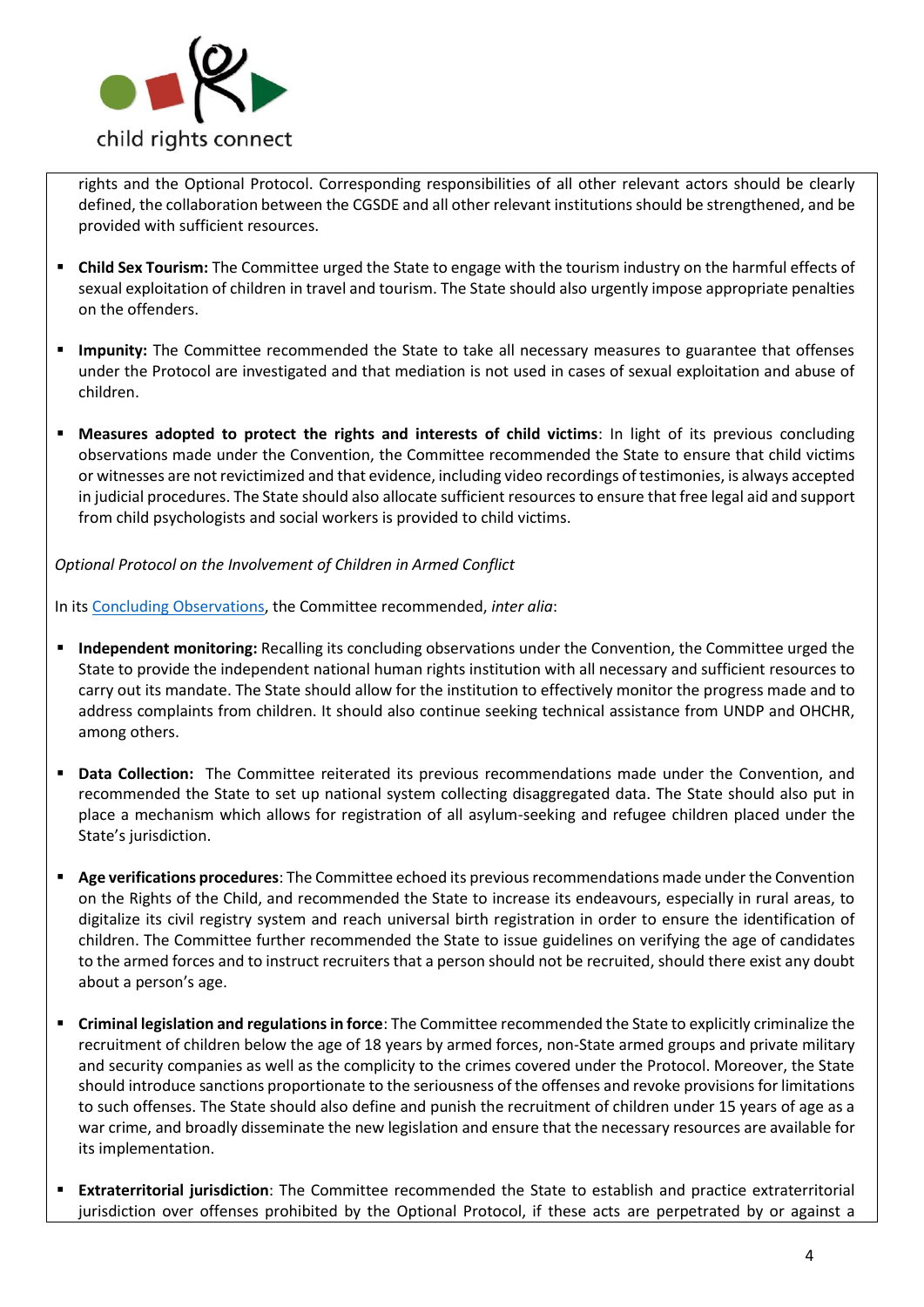rights and the Optional Protocol. Corresponding responsibilities of all other relevant actors should be clearly defined, the collaboration between the CGSDE and all other relevant institutions should be strengthened, and be provided with sufficient resources.

- **Child Sex Tourism:** The Committee urged the State to engage with the tourism industry on the harmful effects of sexual exploitation of children in travel and tourism. The State should also urgently impose appropriate penalties on the offenders.

- **Impunity:** The Committee recommended the State to take all necessary measures to guarantee that offenses under the Protocol are investigated and that mediation is not used in cases of sexual exploitation and abuse of children.

- **Measures adopted to protect the rights and interests of child victims**: In light of its previous concluding observations made under the Convention, the Committee recommended the State to ensure that child victims or witnesses are not revictimized and that evidence, including video recordings of testimonies, is always accepted in judicial procedures. The State should also allocate sufficient resources to ensure that free legal aid and support from child psychologists and social workers is provided to child victims.

*Optional Protocol on the Involvement of Children in Armed Conflict*

In its Concluding Observations, the Committee recommended, *inter alia*:

- **Independent monitoring:** Recalling its concluding observations under the Convention, the Committee urged the State to provide the independent national human rights institution with all necessary and sufficient resources to carry out its mandate. The State should allow for the institution to effectively monitor the progress made and to address complaints from children. It should also continue seeking technical assistance from UNDP and OHCHR, among others.

- **Data Collection:** The Committee reiterated its previous recommendations made under the Convention, and recommended the State to set up national system collecting disaggregated data. The State should also put in place a mechanism which allows for registration of all asylum-seeking and refugee children placed under the State's jurisdiction.

- **Age verifications procedures**: The Committee echoed its previous recommendations made under the Convention on the Rights of the Child, and recommended the State to increase its endeavours, especially in rural areas, to digitalize its civil registry system and reach universal birth registration in order to ensure the identification of children. The Committee further recommended the State to issue guidelines on verifying the age of candidates to the armed forces and to instruct recruiters that a person should not be recruited, should there exist any doubt about a person's age.

- **Criminal legislation and regulations in force**: The Committee recommended the State to explicitly criminalize the recruitment of children below the age of 18 years by armed forces, non-State armed groups and private military and security companies as well as the complicity to the crimes covered under the Protocol. Moreover, the State should introduce sanctions proportionate to the seriousness of the offenses and revoke provisions for limitations to such offenses. The State should also define and punish the recruitment of children under 15 years of age as a war crime, and broadly disseminate the new legislation and ensure that the necessary resources are available for its implementation.

- **Extraterritorial jurisdiction**: The Committee recommended the State to establish and practice extraterritorial jurisdiction over offenses prohibited by the Optional Protocol, if these acts are perpetrated by or against a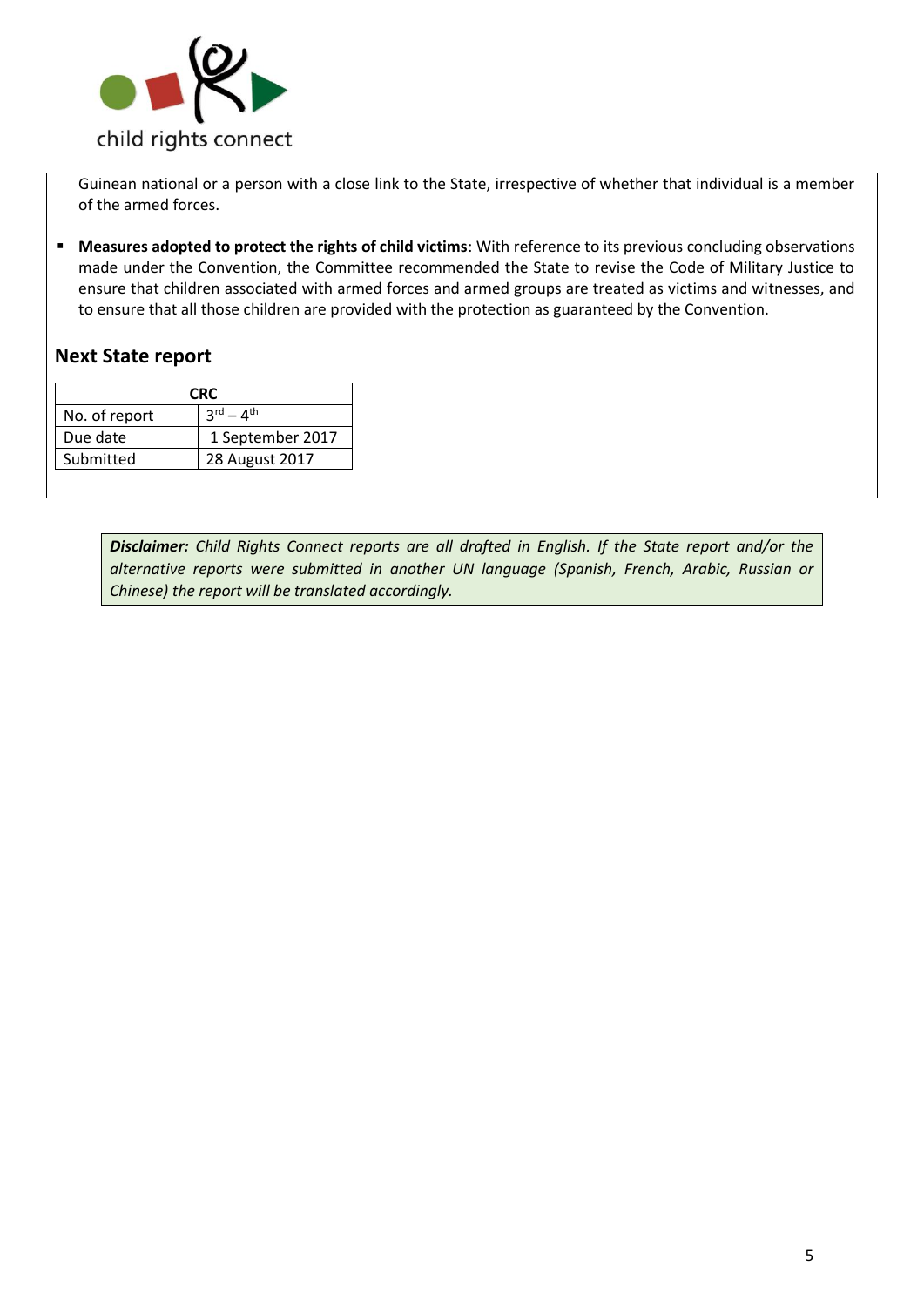Guinean national or a person with a close link to the State, irrespective of whether that individual is a member of the armed forces.

- **Measures adopted to protect the rights of child victims**: With reference to its previous concluding observations made under the Convention, the Committee recommended the State to revise the Code of Military Justice to ensure that children associated with armed forces and armed groups are treated as victims and witnesses, and to ensure that all those children are provided with the protection as guaranteed by the Convention.

## Next State report

| CRC | |
|---|---|
| No. of report | 3rd – 4th |
| Due date | 1 September 2017 |
| Submitted | 28 August 2017 |

***Disclaimer:*** *Child Rights Connect reports are all drafted in English. If the State report and/or the alternative reports were submitted in another UN language (Spanish, French, Arabic, Russian or Chinese) the report will be translated accordingly.*